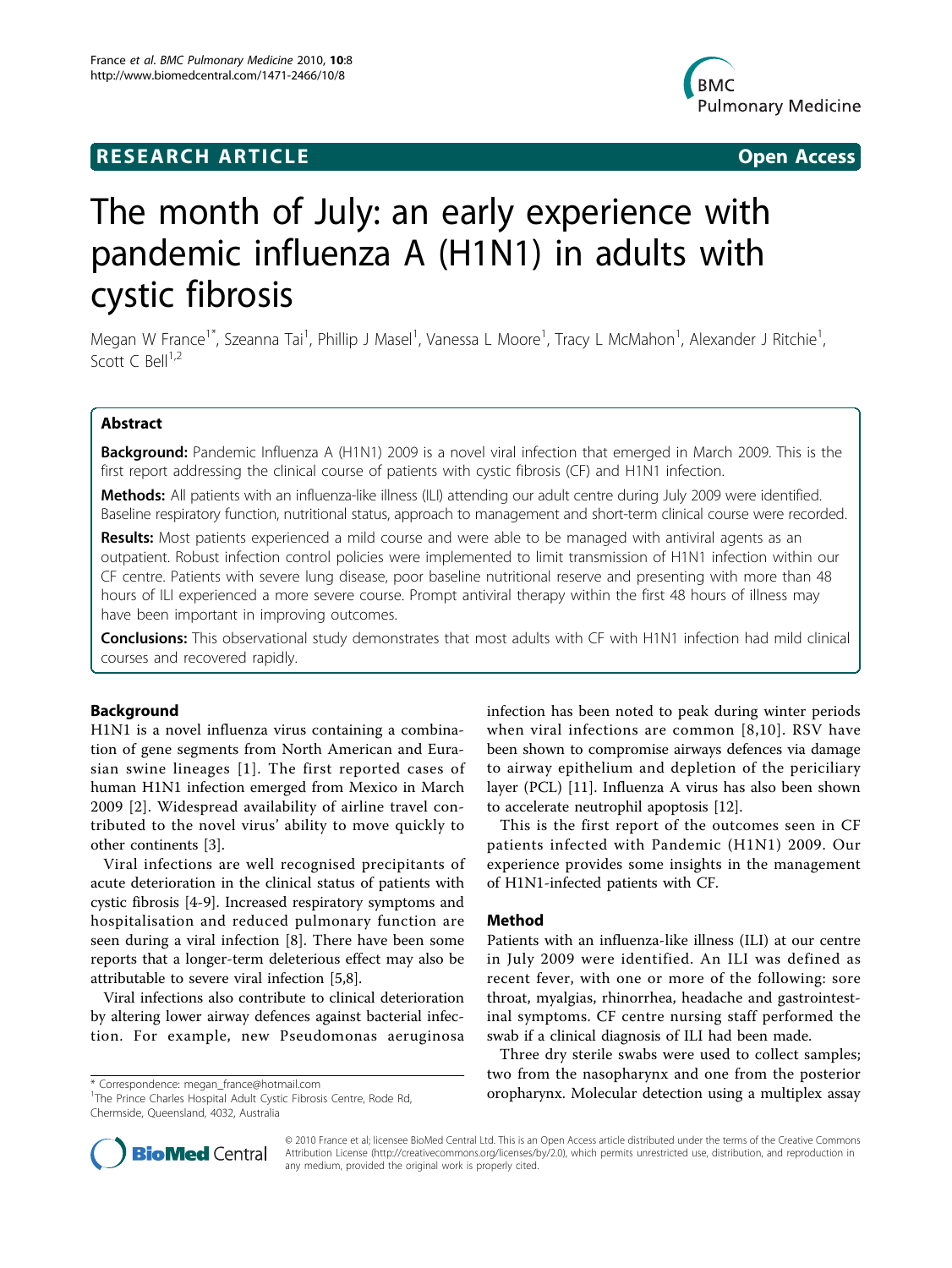# RESEARCH ARTICLE

Open Access

# The month of July: an early experience with pandemic influenza A (H1N1) in adults with cystic fibrosis

Megan W France[1*], Szeanna Tai[1], Phillip J Masel[1], Vanessa L Moore[1], Tracy L McMahon[1], Alexander J Ritchie[1], Scott C Bell[1,2]

## Abstract

**Background:** Pandemic Influenza A (H1N1) 2009 is a novel viral infection that emerged in March 2009. This is the first report addressing the clinical course of patients with cystic fibrosis (CF) and H1N1 infection.

**Methods:** All patients with an influenza-like illness (ILI) attending our adult centre during July 2009 were identified. Baseline respiratory function, nutritional status, approach to management and short-term clinical course were recorded.

**Results:** Most patients experienced a mild course and were able to be managed with antiviral agents as an outpatient. Robust infection control policies were implemented to limit transmission of H1N1 infection within our CF centre. Patients with severe lung disease, poor baseline nutritional reserve and presenting with more than 48 hours of ILI experienced a more severe course. Prompt antiviral therapy within the first 48 hours of illness may have been important in improving outcomes.

**Conclusions:** This observational study demonstrates that most adults with CF with H1N1 infection had mild clinical courses and recovered rapidly.

## Background

H1N1 is a novel influenza virus containing a combination of gene segments from North American and Eurasian swine lineages [1]. The first reported cases of human H1N1 infection emerged from Mexico in March 2009 [2]. Widespread availability of airline travel contributed to the novel virus' ability to move quickly to other continents [3].

Viral infections are well recognised precipitants of acute deterioration in the clinical status of patients with cystic fibrosis [4-9]. Increased respiratory symptoms and hospitalisation and reduced pulmonary function are seen during a viral infection [8]. There have been some reports that a longer-term deleterious effect may also be attributable to severe viral infection [5,8].

Viral infections also contribute to clinical deterioration by altering lower airway defences against bacterial infection. For example, new Pseudomonas aeruginosa infection has been noted to peak during winter periods when viral infections are common [8,10]. RSV have been shown to compromise airways defences via damage to airway epithelium and depletion of the periciliary layer (PCL) [11]. Influenza A virus has also been shown to accelerate neutrophil apoptosis [12].

This is the first report of the outcomes seen in CF patients infected with Pandemic (H1N1) 2009. Our experience provides some insights in the management of H1N1-infected patients with CF.

## Method

Patients with an influenza-like illness (ILI) at our centre in July 2009 were identified. An ILI was defined as recent fever, with one or more of the following: sore throat, myalgias, rhinorrhea, headache and gastrointestinal symptoms. CF centre nursing staff performed the swab if a clinical diagnosis of ILI had been made.

Three dry sterile swabs were used to collect samples; two from the nasopharynx and one from the posterior oropharynx. Molecular detection using a multiplex assay

\* Correspondence: megan_france@hotmail.com
[1]The Prince Charles Hospital Adult Cystic Fibrosis Centre, Rode Rd, Chermside, Queensland, 4032, Australia

© 2010 France et al; licensee BioMed Central Ltd. This is an Open Access article distributed under the terms of the Creative Commons Attribution License (http://creativecommons.org/licenses/by/2.0), which permits unrestricted use, distribution, and reproduction in any medium, provided the original work is properly cited.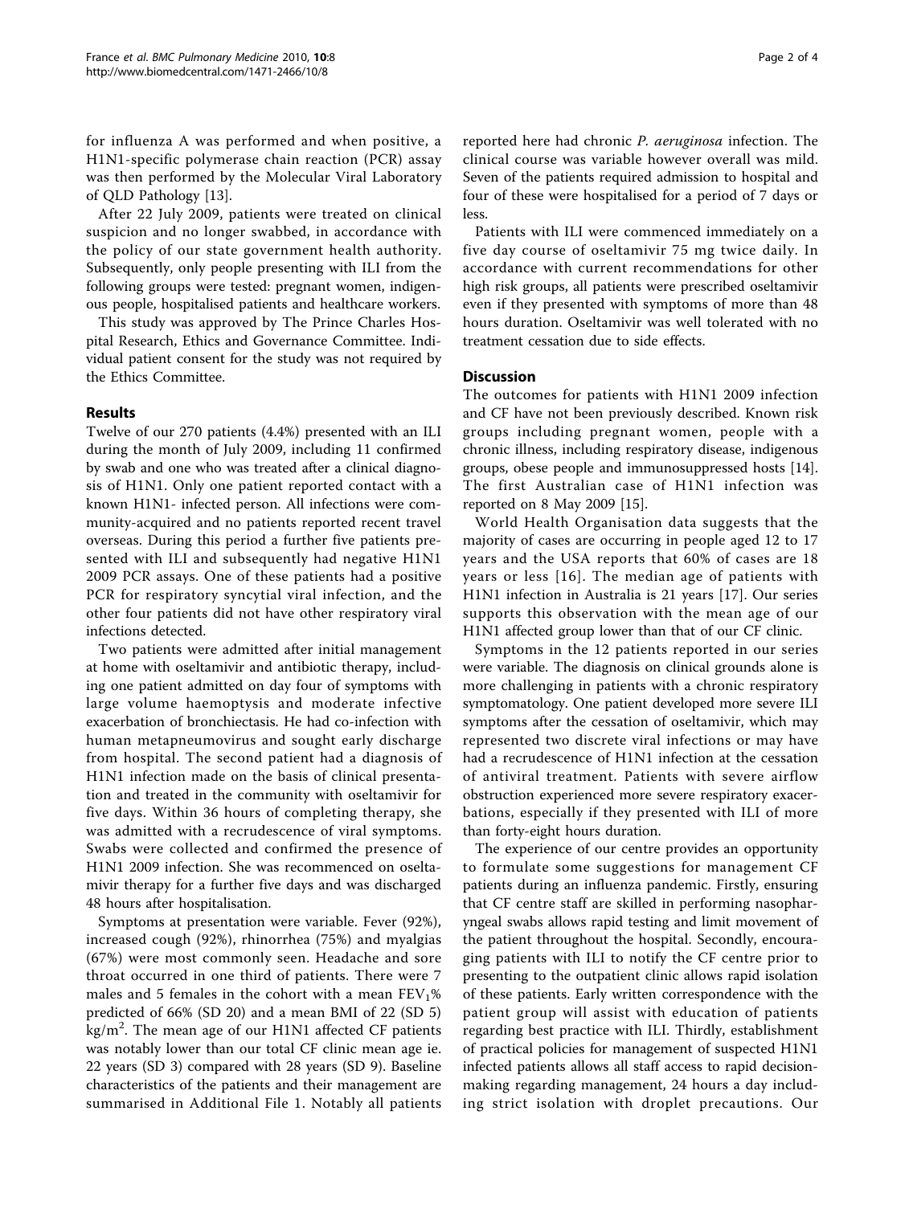for influenza A was performed and when positive, a H1N1-specific polymerase chain reaction (PCR) assay was then performed by the Molecular Viral Laboratory of QLD Pathology [13].

After 22 July 2009, patients were treated on clinical suspicion and no longer swabbed, in accordance with the policy of our state government health authority. Subsequently, only people presenting with ILI from the following groups were tested: pregnant women, indigenous people, hospitalised patients and healthcare workers.

This study was approved by The Prince Charles Hospital Research, Ethics and Governance Committee. Individual patient consent for the study was not required by the Ethics Committee.

## Results

Twelve of our 270 patients (4.4%) presented with an ILI during the month of July 2009, including 11 confirmed by swab and one who was treated after a clinical diagnosis of H1N1. Only one patient reported contact with a known H1N1- infected person. All infections were community-acquired and no patients reported recent travel overseas. During this period a further five patients presented with ILI and subsequently had negative H1N1 2009 PCR assays. One of these patients had a positive PCR for respiratory syncytial viral infection, and the other four patients did not have other respiratory viral infections detected.

Two patients were admitted after initial management at home with oseltamivir and antibiotic therapy, including one patient admitted on day four of symptoms with large volume haemoptysis and moderate infective exacerbation of bronchiectasis. He had co-infection with human metapneumovirus and sought early discharge from hospital. The second patient had a diagnosis of H1N1 infection made on the basis of clinical presentation and treated in the community with oseltamivir for five days. Within 36 hours of completing therapy, she was admitted with a recrudescence of viral symptoms. Swabs were collected and confirmed the presence of H1N1 2009 infection. She was recommenced on oseltamivir therapy for a further five days and was discharged 48 hours after hospitalisation.

Symptoms at presentation were variable. Fever (92%), increased cough (92%), rhinorrhea (75%) and myalgias (67%) were most commonly seen. Headache and sore throat occurred in one third of patients. There were 7 males and 5 females in the cohort with a mean $FEV_1$% predicted of 66% (SD 20) and a mean BMI of 22 (SD 5) $kg/m^2$. The mean age of our H1N1 affected CF patients was notably lower than our total CF clinic mean age ie. 22 years (SD 3) compared with 28 years (SD 9). Baseline characteristics of the patients and their management are summarised in Additional File 1. Notably all patients reported here had chronic *P. aeruginosa* infection. The clinical course was variable however overall was mild. Seven of the patients required admission to hospital and four of these were hospitalised for a period of 7 days or less.

Patients with ILI were commenced immediately on a five day course of oseltamivir 75 mg twice daily. In accordance with current recommendations for other high risk groups, all patients were prescribed oseltamivir even if they presented with symptoms of more than 48 hours duration. Oseltamivir was well tolerated with no treatment cessation due to side effects.

## Discussion

The outcomes for patients with H1N1 2009 infection and CF have not been previously described. Known risk groups including pregnant women, people with a chronic illness, including respiratory disease, indigenous groups, obese people and immunosuppressed hosts [14]. The first Australian case of H1N1 infection was reported on 8 May 2009 [15].

World Health Organisation data suggests that the majority of cases are occurring in people aged 12 to 17 years and the USA reports that 60% of cases are 18 years or less [16]. The median age of patients with H1N1 infection in Australia is 21 years [17]. Our series supports this observation with the mean age of our H1N1 affected group lower than that of our CF clinic.

Symptoms in the 12 patients reported in our series were variable. The diagnosis on clinical grounds alone is more challenging in patients with a chronic respiratory symptomatology. One patient developed more severe ILI symptoms after the cessation of oseltamivir, which may represented two discrete viral infections or may have had a recrudescence of H1N1 infection at the cessation of antiviral treatment. Patients with severe airflow obstruction experienced more severe respiratory exacerbations, especially if they presented with ILI of more than forty-eight hours duration.

The experience of our centre provides an opportunity to formulate some suggestions for management CF patients during an influenza pandemic. Firstly, ensuring that CF centre staff are skilled in performing nasopharyngeal swabs allows rapid testing and limit movement of the patient throughout the hospital. Secondly, encouraging patients with ILI to notify the CF centre prior to presenting to the outpatient clinic allows rapid isolation of these patients. Early written correspondence with the patient group will assist with education of patients regarding best practice with ILI. Thirdly, establishment of practical policies for management of suspected H1N1 infected patients allows all staff access to rapid decision-making regarding management, 24 hours a day including strict isolation with droplet precautions. Our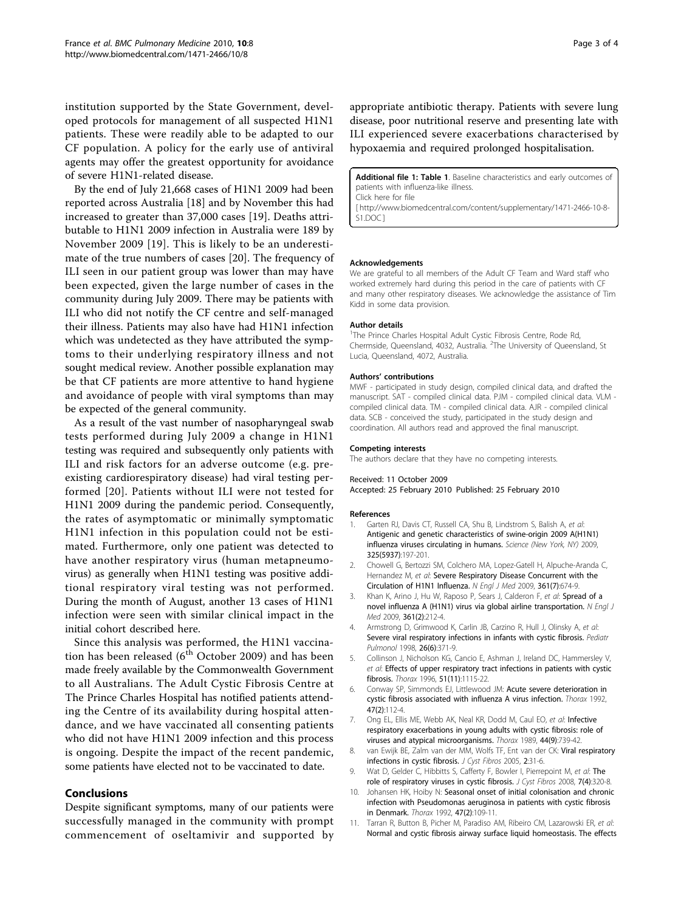institution supported by the State Government, developed protocols for management of all suspected H1N1 patients. These were readily able to be adapted to our CF population. A policy for the early use of antiviral agents may offer the greatest opportunity for avoidance of severe H1N1-related disease.

By the end of July 21,668 cases of H1N1 2009 had been reported across Australia [18] and by November this had increased to greater than 37,000 cases [19]. Deaths attributable to H1N1 2009 infection in Australia were 189 by November 2009 [19]. This is likely to be an underestimate of the true numbers of cases [20]. The frequency of ILI seen in our patient group was lower than may have been expected, given the large number of cases in the community during July 2009. There may be patients with ILI who did not notify the CF centre and self-managed their illness. Patients may also have had H1N1 infection which was undetected as they have attributed the symptoms to their underlying respiratory illness and not sought medical review. Another possible explanation may be that CF patients are more attentive to hand hygiene and avoidance of people with viral symptoms than may be expected of the general community.

As a result of the vast number of nasopharyngeal swab tests performed during July 2009 a change in H1N1 testing was required and subsequently only patients with ILI and risk factors for an adverse outcome (e.g. preexisting cardiorespiratory disease) had viral testing performed [20]. Patients without ILI were not tested for H1N1 2009 during the pandemic period. Consequently, the rates of asymptomatic or minimally symptomatic H1N1 infection in this population could not be estimated. Furthermore, only one patient was detected to have another respiratory virus (human metapneumovirus) as generally when H1N1 testing was positive additional respiratory viral testing was not performed. During the month of August, another 13 cases of H1N1 infection were seen with similar clinical impact in the initial cohort described here.

Since this analysis was performed, the H1N1 vaccination has been released (6th October 2009) and has been made freely available by the Commonwealth Government to all Australians. The Adult Cystic Fibrosis Centre at The Prince Charles Hospital has notified patients attending the Centre of its availability during hospital attendance, and we have vaccinated all consenting patients who did not have H1N1 2009 infection and this process is ongoing. Despite the impact of the recent pandemic, some patients have elected not to be vaccinated to date.

## Conclusions

Despite significant symptoms, many of our patients were successfully managed in the community with prompt commencement of oseltamivir and supported by appropriate antibiotic therapy. Patients with severe lung disease, poor nutritional reserve and presenting late with ILI experienced severe exacerbations characterised by hypoxaemia and required prolonged hospitalisation.

**Additional file 1: Table 1**. Baseline characteristics and early outcomes of patients with influenza-like illness.
Click here for file
[ http://www.biomedcentral.com/content/supplementary/1471-2466-10-8-S1.DOC ]

#### Acknowledgements

We are grateful to all members of the Adult CF Team and Ward staff who worked extremely hard during this period in the care of patients with CF and many other respiratory diseases. We acknowledge the assistance of Tim Kidd in some data provision.

#### Author details

[1]The Prince Charles Hospital Adult Cystic Fibrosis Centre, Rode Rd, Chermside, Queensland, 4032, Australia. [2]The University of Queensland, St Lucia, Queensland, 4072, Australia.

#### Authors' contributions

MWF - participated in study design, compiled clinical data, and drafted the manuscript. SAT - compiled clinical data. PJM - compiled clinical data. VLM - compiled clinical data. TM - compiled clinical data. AJR - compiled clinical data. SCB - conceived the study, participated in the study design and coordination. All authors read and approved the final manuscript.

#### Competing interests

The authors declare that they have no competing interests.

Received: 11 October 2009
Accepted: 25 February 2010 Published: 25 February 2010

#### References

1. Garten RJ, Davis CT, Russell CA, Shu B, Lindstrom S, Balish A, *et al*: **Antigenic and genetic characteristics of swine-origin 2009 A(H1N1) influenza viruses circulating in humans.** *Science (New York, NY)* 2009, **325(5937)**:197-201.
2. Chowell G, Bertozzi SM, Colchero MA, Lopez-Gatell H, Alpuche-Aranda C, Hernandez M, *et al*: **Severe Respiratory Disease Concurrent with the Circulation of H1N1 Influenza.** *N Engl J Med* 2009, **361(7)**:674-9.
3. Khan K, Arino J, Hu W, Raposo P, Sears J, Calderon F, *et al*: **Spread of a novel influenza A (H1N1) virus via global airline transportation.** *N Engl J Med* 2009, **361(2)**:212-4.
4. Armstrong D, Grimwood K, Carlin JB, Carzino R, Hull J, Olinsky A, *et al*: **Severe viral respiratory infections in infants with cystic fibrosis.** *Pediatr Pulmonol* 1998, **26(6)**:371-9.
5. Collinson J, Nicholson KG, Cancio E, Ashman J, Ireland DC, Hammersley V, *et al*: **Effects of upper respiratory tract infections in patients with cystic fibrosis.** *Thorax* 1996, **51(11)**:1115-22.
6. Conway SP, Simmonds EJ, Littlewood JM: **Acute severe deterioration in cystic fibrosis associated with influenza A virus infection.** *Thorax* 1992, **47(2)**:112-4.
7. Ong EL, Ellis ME, Webb AK, Neal KR, Dodd M, Caul EO, *et al*: **Infective respiratory exacerbations in young adults with cystic fibrosis: role of viruses and atypical microorganisms.** *Thorax* 1989, **44(9)**:739-42.
8. van Ewijk BE, Zalm van der MM, Wolfs TF, Ent van der CK: **Viral respiratory infections in cystic fibrosis.** *J Cyst Fibros* 2005, **2**:31-6.
9. Wat D, Gelder C, Hibbitts S, Cafferty F, Bowler I, Pierrepoint M, *et al*: **The role of respiratory viruses in cystic fibrosis.** *J Cyst Fibros* 2008, **7(4)**:320-8.
10. Johansen HK, Hoiby N: **Seasonal onset of initial colonisation and chronic infection with Pseudomonas aeruginosa in patients with cystic fibrosis in Denmark.** *Thorax* 1992, **47(2)**:109-11.
11. Tarran R, Button B, Picher M, Paradiso AM, Ribeiro CM, Lazarowski ER, *et al*: **Normal and cystic fibrosis airway surface liquid homeostasis. The effects**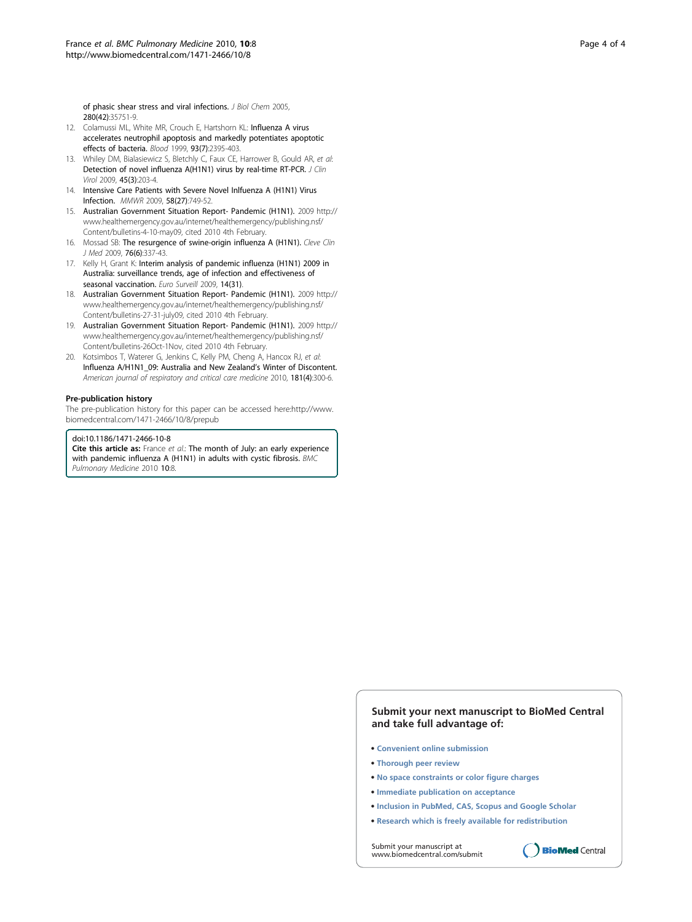of phasic shear stress and viral infections. *J Biol Chem* 2005, **280(42)**:35751-9.

12. Colamussi ML, White MR, Crouch E, Hartshorn KL: **Influenza A virus accelerates neutrophil apoptosis and markedly potentiates apoptotic effects of bacteria.** *Blood* 1999, **93(7)**:2395-403.
13. Whiley DM, Bialasiewicz S, Bletchly C, Faux CE, Harrower B, Gould AR, *et al*: **Detection of novel influenza A(H1N1) virus by real-time RT-PCR.** *J Clin Virol* 2009, **45(3)**:203-4.
14. **Intensive Care Patients with Severe Novel Inlfuenza A (H1N1) Virus Infection.** *MMWR* 2009, **58(27)**:749-52.
15. **Australian Government Situation Report- Pandemic (H1N1).** 2009 http://www.healthemergency.gov.au/internet/healthemergency/publishing.nsf/Content/bulletins-4-10-may09, cited 2010 4th February.
16. Mossad SB: **The resurgence of swine-origin influenza A (H1N1).** *Cleve Clin J Med* 2009, **76(6)**:337-43.
17. Kelly H, Grant K: **Interim analysis of pandemic influenza (H1N1) 2009 in Australia: surveillance trends, age of infection and effectiveness of seasonal vaccination.** *Euro Surveill* 2009, **14(31)**.
18. **Australian Government Situation Report- Pandemic (H1N1).** 2009 http://www.healthemergency.gov.au/internet/healthemergency/publishing.nsf/Content/bulletins-27-31-july09, cited 2010 4th February.
19. **Australian Government Situation Report- Pandemic (H1N1).** 2009 http://www.healthemergency.gov.au/internet/healthemergency/publishing.nsf/Content/bulletins-26Oct-1Nov, cited 2010 4th February.
20. Kotsimbos T, Waterer G, Jenkins C, Kelly PM, Cheng A, Hancox RJ, *et al*: **Influenza A/H1N1_09: Australia and New Zealand's Winter of Discontent.** *American journal of respiratory and critical care medicine* 2010, **181(4)**:300-6.

### Pre-publication history

The pre-publication history for this paper can be accessed here:http://www.biomedcentral.com/1471-2466/10/8/prepub

doi:10.1186/1471-2466-10-8
**Cite this article as:** France *et al.*: The month of July: an early experience with pandemic influenza A (H1N1) in adults with cystic fibrosis. *BMC Pulmonary Medicine* 2010 **10**:8.

**Submit your next manuscript to BioMed Central and take full advantage of:**

- **Convenient online submission**
- **Thorough peer review**
- **No space constraints or color figure charges**
- **Immediate publication on acceptance**
- **Inclusion in PubMed, CAS, Scopus and Google Scholar**
- **Research which is freely available for redistribution**

Submit your manuscript at
www.biomedcentral.com/submit

BioMed Central